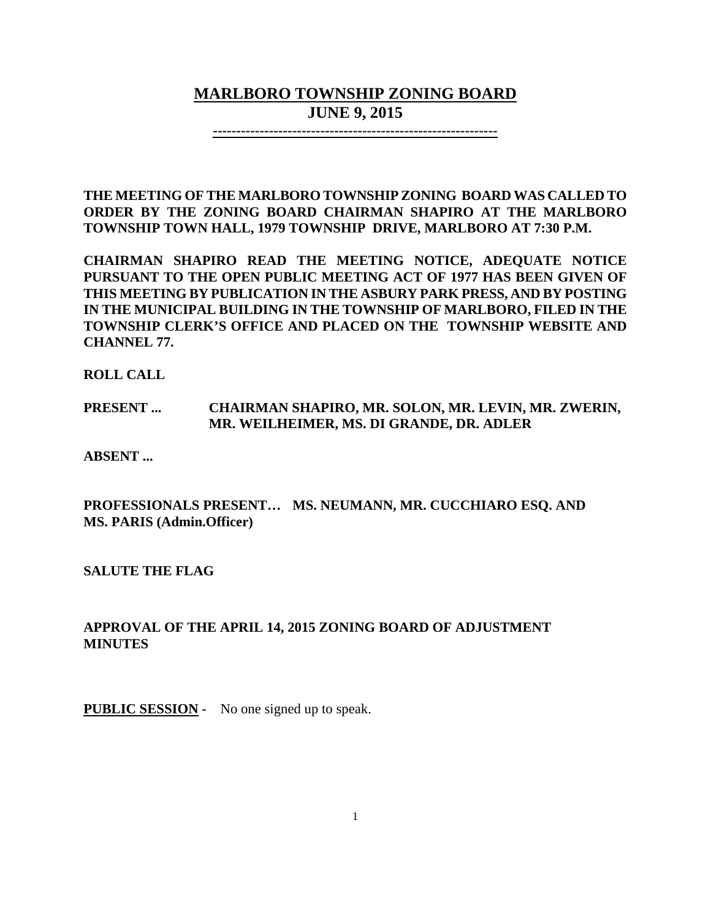# MARLBORO TOWNSHIP ZONING BOARD
## JUNE 9, 2015

**THE MEETING OF THE MARLBORO TOWNSHIP ZONING BOARD WAS CALLED TO ORDER BY THE ZONING BOARD CHAIRMAN SHAPIRO AT THE MARLBORO TOWNSHIP TOWN HALL, 1979 TOWNSHIP DRIVE, MARLBORO AT 7:30 P.M.**

**CHAIRMAN SHAPIRO READ THE MEETING NOTICE, ADEQUATE NOTICE PURSUANT TO THE OPEN PUBLIC MEETING ACT OF 1977 HAS BEEN GIVEN OF THIS MEETING BY PUBLICATION IN THE ASBURY PARK PRESS, AND BY POSTING IN THE MUNICIPAL BUILDING IN THE TOWNSHIP OF MARLBORO, FILED IN THE TOWNSHIP CLERK'S OFFICE AND PLACED ON THE TOWNSHIP WEBSITE AND CHANNEL 77.**

**ROLL CALL**

**PRESENT ... CHAIRMAN SHAPIRO, MR. SOLON, MR. LEVIN, MR. ZWERIN, MR. WEILHEIMER, MS. DI GRANDE, DR. ADLER**

**ABSENT ...**

**PROFESSIONALS PRESENT… MS. NEUMANN, MR. CUCCHIARO ESQ. AND MS. PARIS (Admin.Officer)**

**SALUTE THE FLAG**

**APPROVAL OF THE APRIL 14, 2015 ZONING BOARD OF ADJUSTMENT MINUTES**

**PUBLIC SESSION -** No one signed up to speak.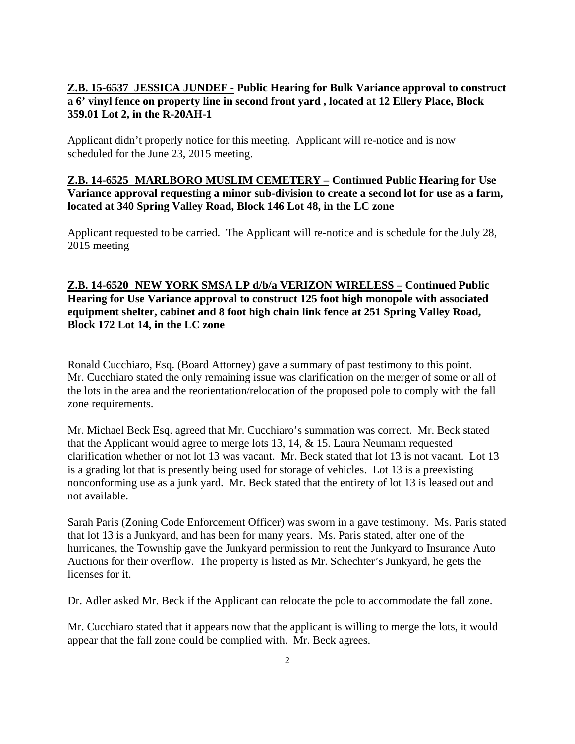**Z.B. 15-6537 JESSICA JUNDEF - Public Hearing for Bulk Variance approval to construct a 6' vinyl fence on property line in second front yard , located at 12 Ellery Place, Block 359.01 Lot 2, in the R-20AH-1**

Applicant didn't properly notice for this meeting. Applicant will re-notice and is now scheduled for the June 23, 2015 meeting.

**Z.B. 14-6525 MARLBORO MUSLIM CEMETERY – Continued Public Hearing for Use Variance approval requesting a minor sub-division to create a second lot for use as a farm, located at 340 Spring Valley Road, Block 146 Lot 48, in the LC zone**

Applicant requested to be carried. The Applicant will re-notice and is schedule for the July 28, 2015 meeting

**Z.B. 14-6520 NEW YORK SMSA LP d/b/a VERIZON WIRELESS – Continued Public Hearing for Use Variance approval to construct 125 foot high monopole with associated equipment shelter, cabinet and 8 foot high chain link fence at 251 Spring Valley Road, Block 172 Lot 14, in the LC zone**

Ronald Cucchiaro, Esq. (Board Attorney) gave a summary of past testimony to this point. Mr. Cucchiaro stated the only remaining issue was clarification on the merger of some or all of the lots in the area and the reorientation/relocation of the proposed pole to comply with the fall zone requirements.

Mr. Michael Beck Esq. agreed that Mr. Cucchiaro's summation was correct. Mr. Beck stated that the Applicant would agree to merge lots 13, 14, & 15. Laura Neumann requested clarification whether or not lot 13 was vacant. Mr. Beck stated that lot 13 is not vacant. Lot 13 is a grading lot that is presently being used for storage of vehicles. Lot 13 is a preexisting nonconforming use as a junk yard. Mr. Beck stated that the entirety of lot 13 is leased out and not available.

Sarah Paris (Zoning Code Enforcement Officer) was sworn in a gave testimony. Ms. Paris stated that lot 13 is a Junkyard, and has been for many years. Ms. Paris stated, after one of the hurricanes, the Township gave the Junkyard permission to rent the Junkyard to Insurance Auto Auctions for their overflow. The property is listed as Mr. Schechter's Junkyard, he gets the licenses for it.

Dr. Adler asked Mr. Beck if the Applicant can relocate the pole to accommodate the fall zone.

Mr. Cucchiaro stated that it appears now that the applicant is willing to merge the lots, it would appear that the fall zone could be complied with. Mr. Beck agrees.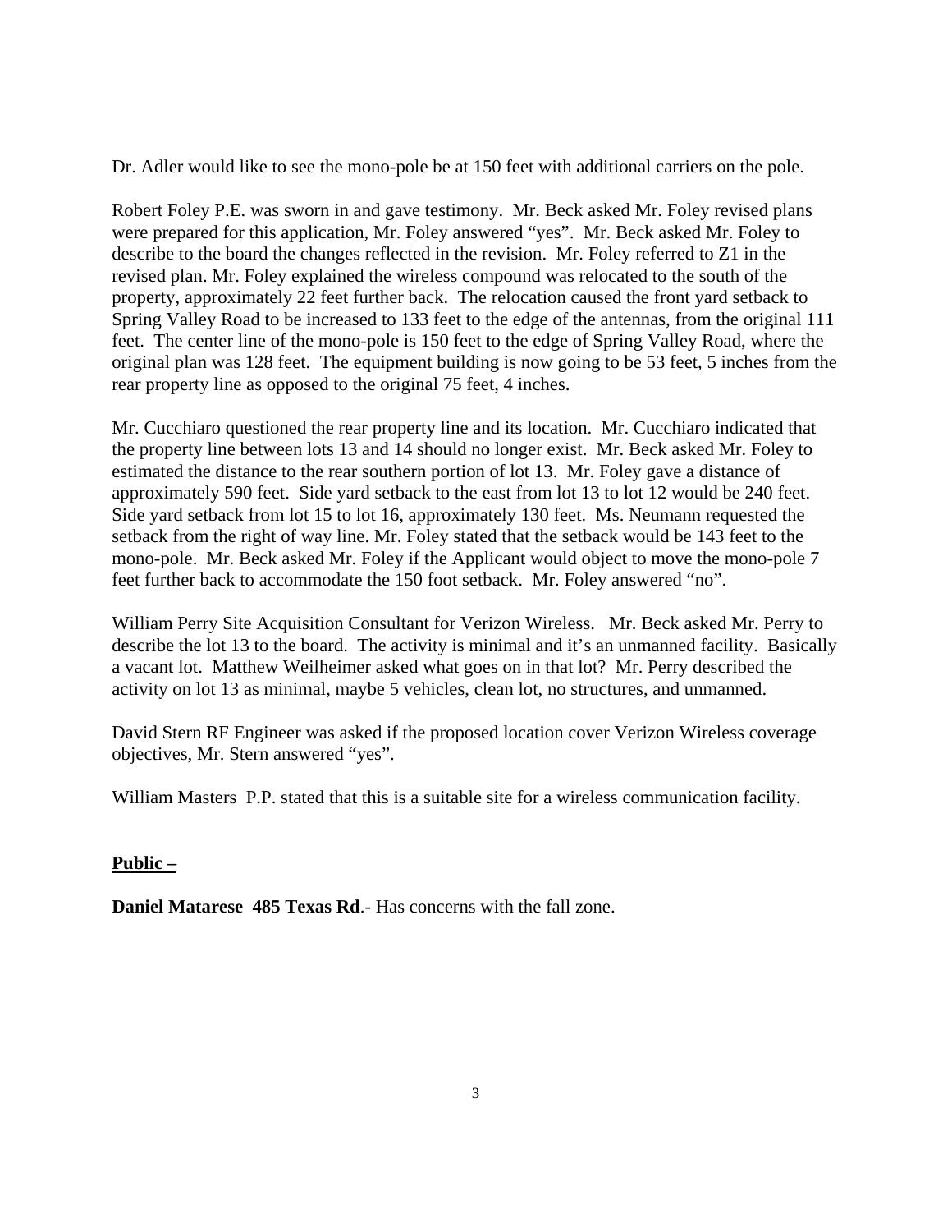Dr. Adler would like to see the mono-pole be at 150 feet with additional carriers on the pole.

Robert Foley P.E. was sworn in and gave testimony. Mr. Beck asked Mr. Foley revised plans were prepared for this application, Mr. Foley answered "yes". Mr. Beck asked Mr. Foley to describe to the board the changes reflected in the revision. Mr. Foley referred to Z1 in the revised plan. Mr. Foley explained the wireless compound was relocated to the south of the property, approximately 22 feet further back. The relocation caused the front yard setback to Spring Valley Road to be increased to 133 feet to the edge of the antennas, from the original 111 feet. The center line of the mono-pole is 150 feet to the edge of Spring Valley Road, where the original plan was 128 feet. The equipment building is now going to be 53 feet, 5 inches from the rear property line as opposed to the original 75 feet, 4 inches.

Mr. Cucchiaro questioned the rear property line and its location. Mr. Cucchiaro indicated that the property line between lots 13 and 14 should no longer exist. Mr. Beck asked Mr. Foley to estimated the distance to the rear southern portion of lot 13. Mr. Foley gave a distance of approximately 590 feet. Side yard setback to the east from lot 13 to lot 12 would be 240 feet. Side yard setback from lot 15 to lot 16, approximately 130 feet. Ms. Neumann requested the setback from the right of way line. Mr. Foley stated that the setback would be 143 feet to the mono-pole. Mr. Beck asked Mr. Foley if the Applicant would object to move the mono-pole 7 feet further back to accommodate the 150 foot setback. Mr. Foley answered "no".

William Perry Site Acquisition Consultant for Verizon Wireless. Mr. Beck asked Mr. Perry to describe the lot 13 to the board. The activity is minimal and it's an unmanned facility. Basically a vacant lot. Matthew Weilheimer asked what goes on in that lot? Mr. Perry described the activity on lot 13 as minimal, maybe 5 vehicles, clean lot, no structures, and unmanned.

David Stern RF Engineer was asked if the proposed location cover Verizon Wireless coverage objectives, Mr. Stern answered "yes".

William Masters P.P. stated that this is a suitable site for a wireless communication facility.

**Public –**

**Daniel Matarese 485 Texas Rd**.- Has concerns with the fall zone.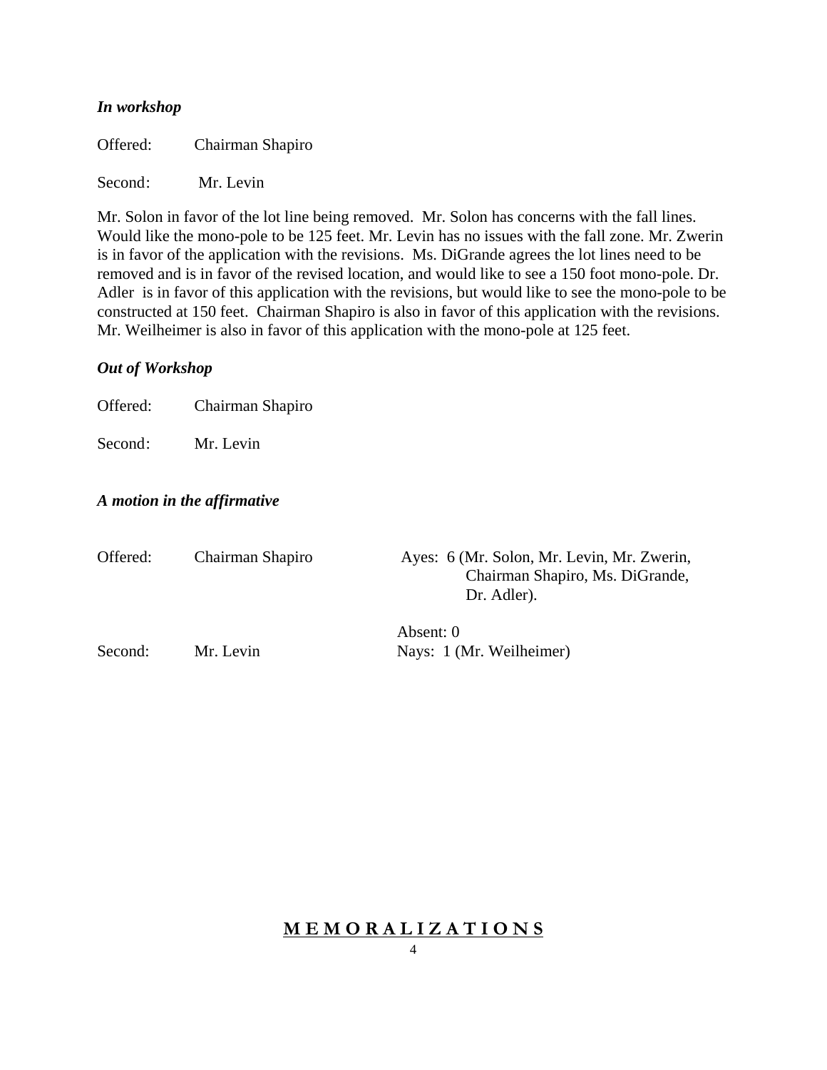***In workshop***

Offered: Chairman Shapiro

Second: Mr. Levin

Mr. Solon in favor of the lot line being removed. Mr. Solon has concerns with the fall lines. Would like the mono-pole to be 125 feet. Mr. Levin has no issues with the fall zone. Mr. Zwerin is in favor of the application with the revisions. Ms. DiGrande agrees the lot lines need to be removed and is in favor of the revised location, and would like to see a 150 foot mono-pole. Dr. Adler is in favor of this application with the revisions, but would like to see the mono-pole to be constructed at 150 feet. Chairman Shapiro is also in favor of this application with the revisions. Mr. Weilheimer is also in favor of this application with the mono-pole at 125 feet.

***Out of Workshop***

Offered: Chairman Shapiro

Second: Mr. Levin

***A motion in the affirmative***

Offered: Chairman Shapiro

Ayes: 6 (Mr. Solon, Mr. Levin, Mr. Zwerin, Chairman Shapiro, Ms. DiGrande, Dr. Adler).

Absent: 0

Second: Mr. Levin

Nays: 1 (Mr. Weilheimer)

## **M E M O R A L I Z A T I O N S**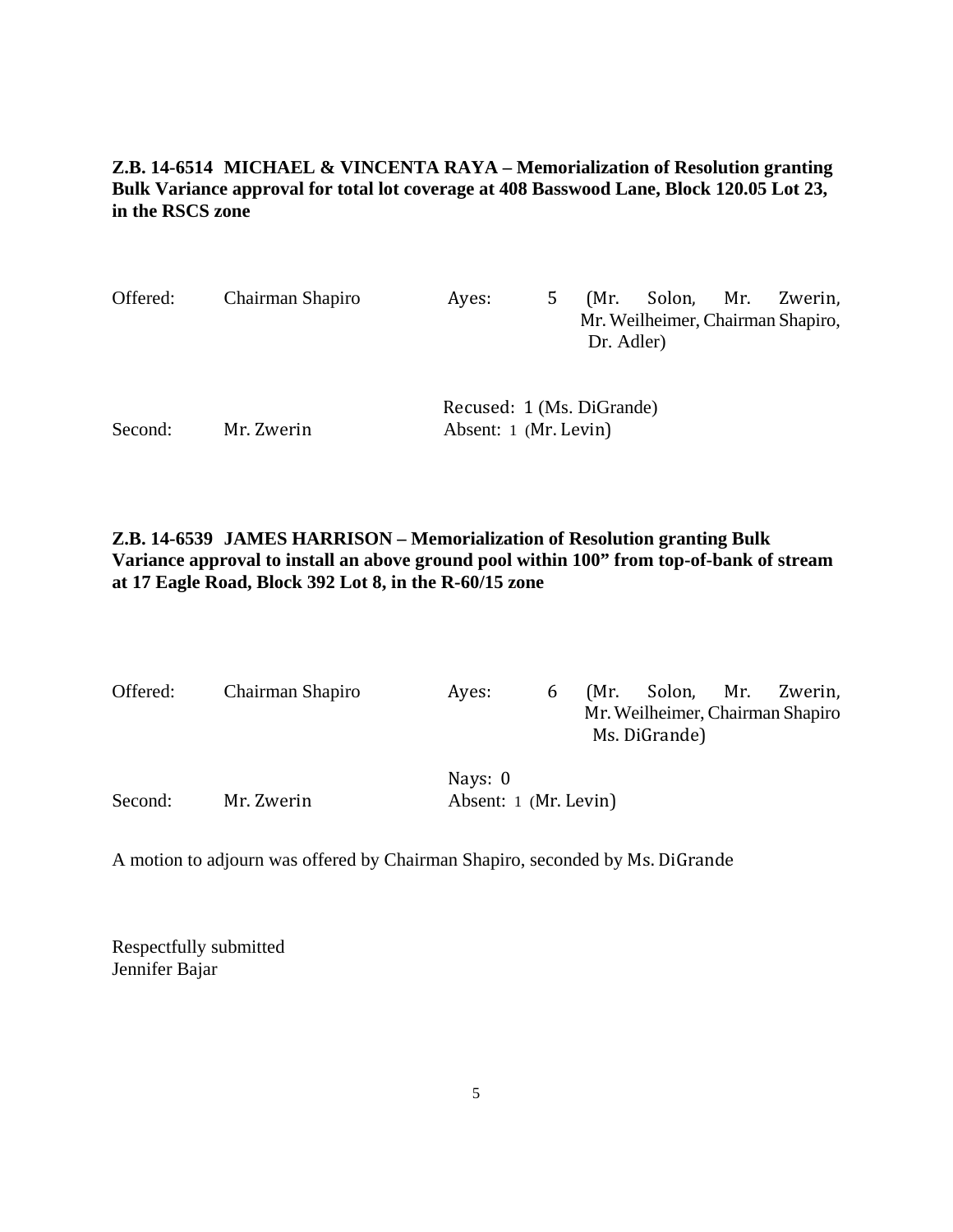**Z.B. 14-6514 MICHAEL & VINCENTA RAYA – Memorialization of Resolution granting Bulk Variance approval for total lot coverage at 408 Basswood Lane, Block 120.05 Lot 23, in the RSCS zone**

Offered: Chairman Shapiro

Ayes: 5 (Mr. Solon, Mr. Zwerin, Mr. Weilheimer, Chairman Shapiro, Dr. Adler)

Recused: 1 (Ms. DiGrande)

Second: Mr. Zwerin

Absent: 1 (Mr. Levin)

**Z.B. 14-6539 JAMES HARRISON – Memorialization of Resolution granting Bulk Variance approval to install an above ground pool within 100" from top-of-bank of stream at 17 Eagle Road, Block 392 Lot 8, in the R-60/15 zone**

Offered: Chairman Shapiro

Ayes: 6 (Mr. Solon, Mr. Zwerin, Mr. Weilheimer, Chairman Shapiro Ms. DiGrande)

Nays: 0

Second: Mr. Zwerin

Absent: 1 (Mr. Levin)

A motion to adjourn was offered by Chairman Shapiro, seconded by Ms. DiGrande

Respectfully submitted
Jennifer Bajar